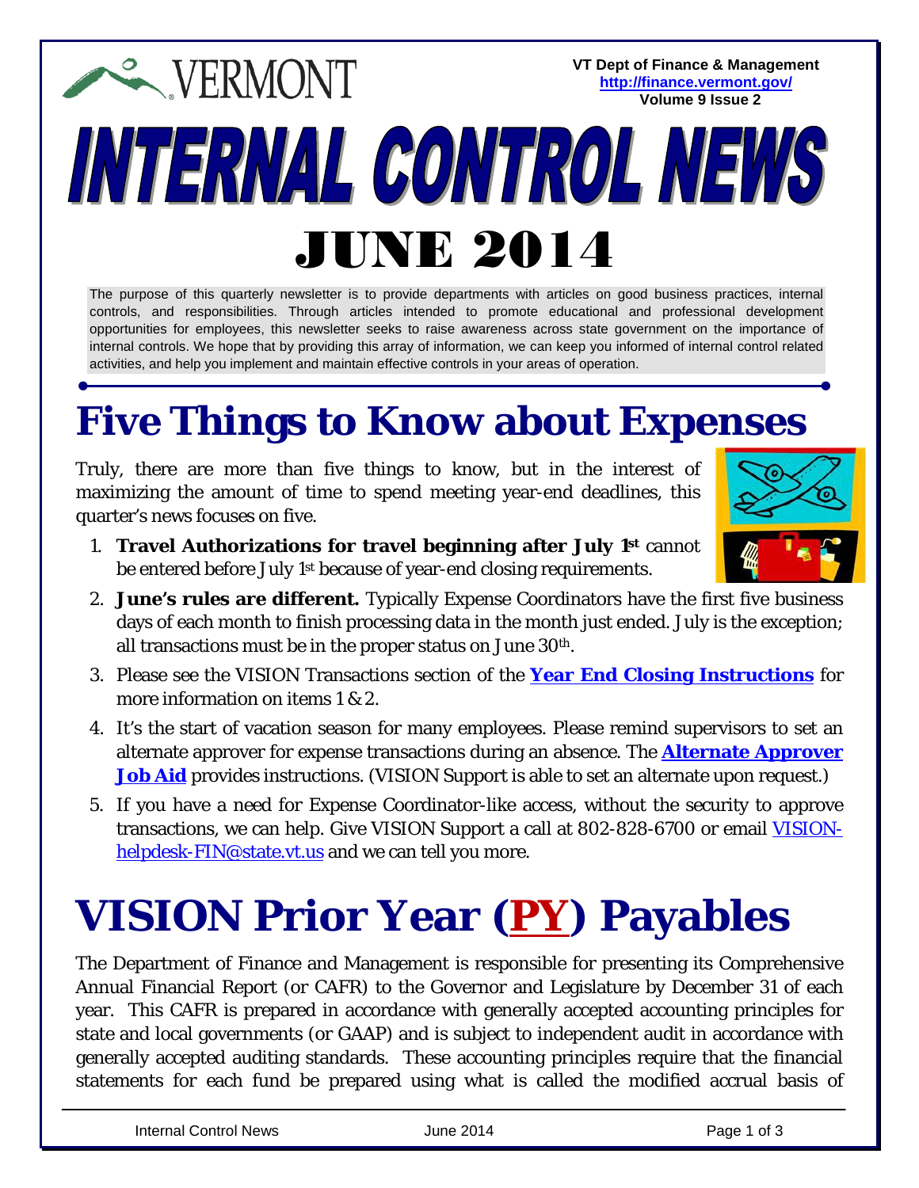VERMONT

**VT Dept of Finance & Management**
**http://finance.vermont.gov/**
**Volume 9 Issue 2**

# INTERNAL CONTROL NEWS

# JUNE 2014

The purpose of this quarterly newsletter is to provide departments with articles on good business practices, internal controls, and responsibilities. Through articles intended to promote educational and professional development opportunities for employees, this newsletter seeks to raise awareness across state government on the importance of internal controls. We hope that by providing this array of information, we can keep you informed of internal control related activities, and help you implement and maintain effective controls in your areas of operation.

## Five Things to Know about Expenses

Truly, there are more than five things to know, but in the interest of maximizing the amount of time to spend meeting year-end deadlines, this quarter's news focuses on five.

1. **Travel Authorizations for travel beginning after July 1st** cannot be entered before July 1st because of year-end closing requirements.
2. **June's rules are different.** Typically Expense Coordinators have the first five business days of each month to finish processing data in the month just ended. July is the exception; all transactions must be in the proper status on June 30th.
3. Please see the VISION Transactions section of the **Year End Closing Instructions** for more information on items 1 & 2.
4. It's the start of vacation season for many employees. Please remind supervisors to set an alternate approver for expense transactions during an absence. The **Alternate Approver Job Aid** provides instructions. (VISION Support is able to set an alternate upon request.)
5. If you have a need for Expense Coordinator-like access, without the security to approve transactions, we can help. Give VISION Support a call at 802-828-6700 or email VISION-helpdesk-FIN@state.vt.us and we can tell you more.

## VISION Prior Year (PY) Payables

The Department of Finance and Management is responsible for presenting its Comprehensive Annual Financial Report (or CAFR) to the Governor and Legislature by December 31 of each year. This CAFR is prepared in accordance with generally accepted accounting principles for state and local governments (or GAAP) and is subject to independent audit in accordance with generally accepted auditing standards. These accounting principles require that the financial statements for each fund be prepared using what is called the modified accrual basis of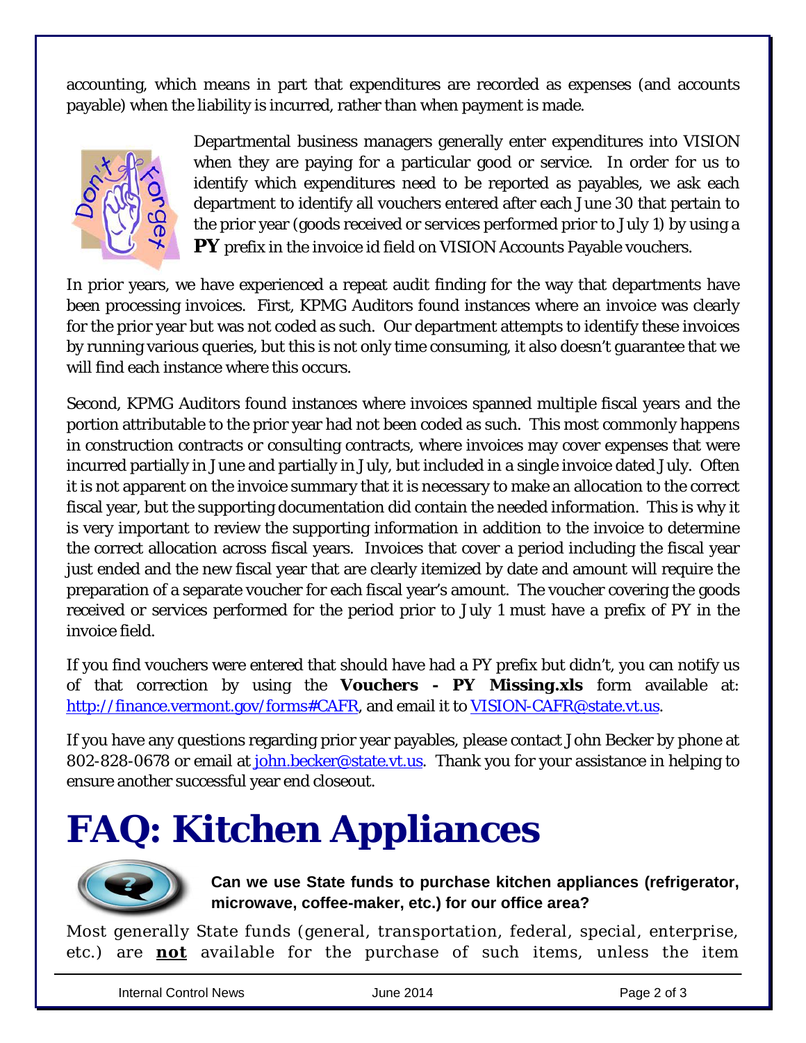accounting, which means in part that expenditures are recorded as expenses (and accounts payable) when the liability is incurred, rather than when payment is made.

Departmental business managers generally enter expenditures into VISION when they are paying for a particular good or service. In order for us to identify which expenditures need to be reported as payables, we ask each department to identify all vouchers entered after each June 30 that pertain to the prior year (goods received or services performed prior to July 1) by using a **PY** prefix in the invoice id field on VISION Accounts Payable vouchers.

In prior years, we have experienced a repeat audit finding for the way that departments have been processing invoices. First, KPMG Auditors found instances where an invoice was clearly for the prior year but was not coded as such. Our department attempts to identify these invoices by running various queries, but this is not only time consuming, it also doesn't guarantee that we will find each instance where this occurs.

Second, KPMG Auditors found instances where invoices spanned multiple fiscal years and the portion attributable to the prior year had not been coded as such. This most commonly happens in construction contracts or consulting contracts, where invoices may cover expenses that were incurred partially in June and partially in July, but included in a single invoice dated July. Often it is not apparent on the invoice summary that it is necessary to make an allocation to the correct fiscal year, but the supporting documentation did contain the needed information. This is why it is very important to review the supporting information in addition to the invoice to determine the correct allocation across fiscal years. Invoices that cover a period including the fiscal year just ended and the new fiscal year that are clearly itemized by date and amount will require the preparation of a separate voucher for each fiscal year's amount. The voucher covering the goods received or services performed for the period prior to July 1 must have a prefix of PY in the invoice field.

If you find vouchers were entered that should have had a PY prefix but didn't, you can notify us of that correction by using the **Vouchers - PY Missing.xls** form available at: http://finance.vermont.gov/forms#CAFR, and email it to VISION-CAFR@state.vt.us.

If you have any questions regarding prior year payables, please contact John Becker by phone at 802-828-0678 or email at john.becker@state.vt.us. Thank you for your assistance in helping to ensure another successful year end closeout.

# FAQ: Kitchen Appliances

**Can we use State funds to purchase kitchen appliances (refrigerator, microwave, coffee-maker, etc.) for our office area?**

Most generally State funds (general, transportation, federal, special, enterprise, etc.) are **not** available for the purchase of such items, unless the item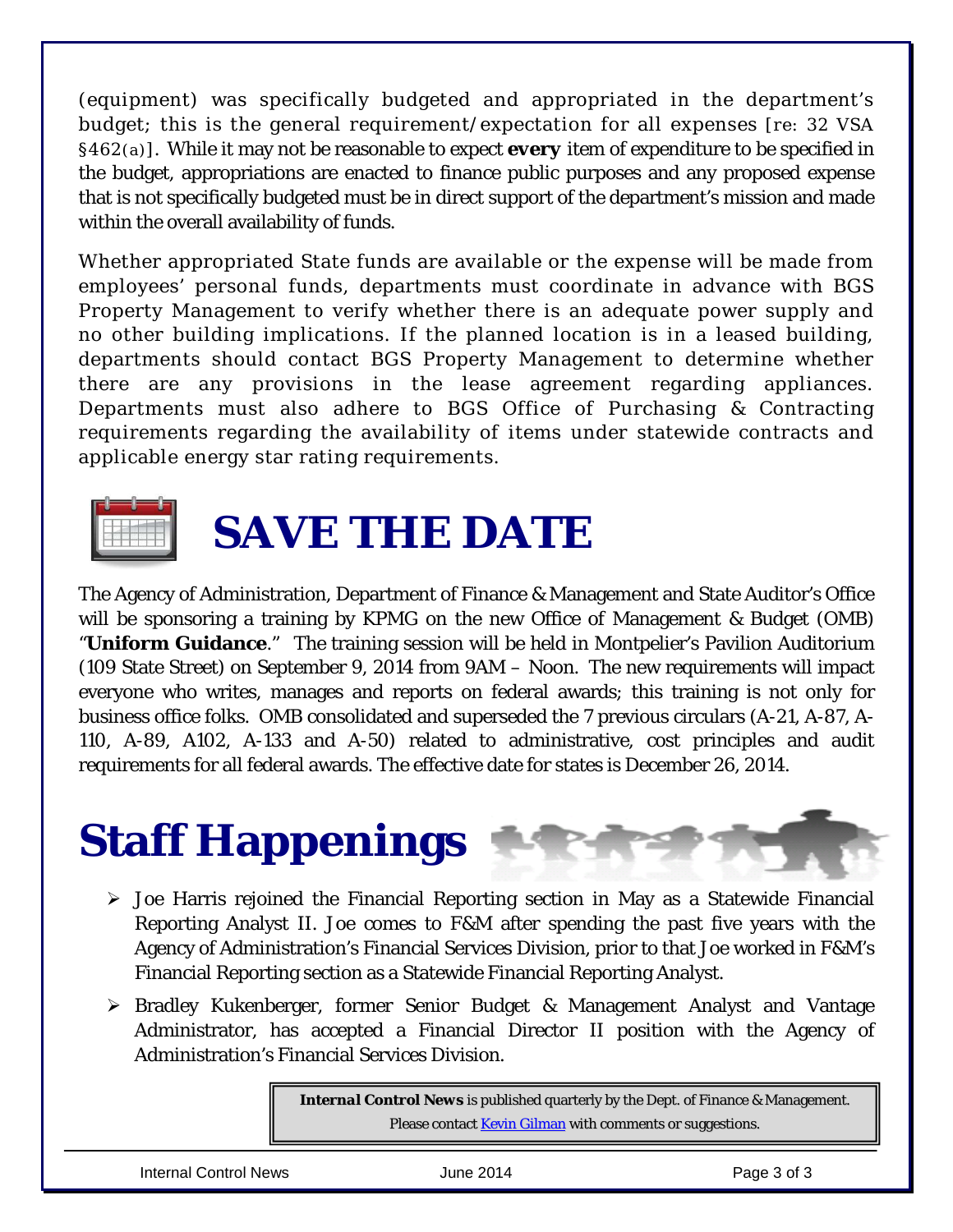(equipment) was specifically budgeted and appropriated in the department's budget; this is the general requirement/expectation for all expenses [re: 32 VSA §462(a)]. While it may not be reasonable to expect **every** item of expenditure to be specified in the budget, appropriations are enacted to finance public purposes and any proposed expense that is not specifically budgeted must be in direct support of the department's mission and made within the overall availability of funds.

Whether appropriated State funds are available or the expense will be made from employees' personal funds, departments must coordinate in advance with BGS Property Management to verify whether there is an adequate power supply and no other building implications. If the planned location is in a leased building, departments should contact BGS Property Management to determine whether there are any provisions in the lease agreement regarding appliances. Departments must also adhere to BGS Office of Purchasing & Contracting requirements regarding the availability of items under statewide contracts and applicable energy star rating requirements.

# SAVE THE DATE

The Agency of Administration, Department of Finance & Management and State Auditor's Office will be sponsoring a training by KPMG on the new Office of Management & Budget (OMB) "**Uniform Guidance**." The training session will be held in Montpelier's Pavilion Auditorium (109 State Street) on September 9, 2014 from 9AM – Noon. The new requirements will impact everyone who writes, manages and reports on federal awards; this training is not only for business office folks. OMB consolidated and superseded the 7 previous circulars (A-21, A-87, A-110, A-89, A102, A-133 and A-50) related to administrative, cost principles and audit requirements for all federal awards. The effective date for states is December 26, 2014.

# Staff Happenings

- Joe Harris rejoined the Financial Reporting section in May as a Statewide Financial Reporting Analyst II. Joe comes to F&M after spending the past five years with the Agency of Administration's Financial Services Division, prior to that Joe worked in F&M's Financial Reporting section as a Statewide Financial Reporting Analyst.
- Bradley Kukenberger, former Senior Budget & Management Analyst and Vantage Administrator, has accepted a Financial Director II position with the Agency of Administration's Financial Services Division.

***Internal Control News*** is published quarterly by the Dept. of Finance & Management. Please contact Kevin Gilman with comments or suggestions.